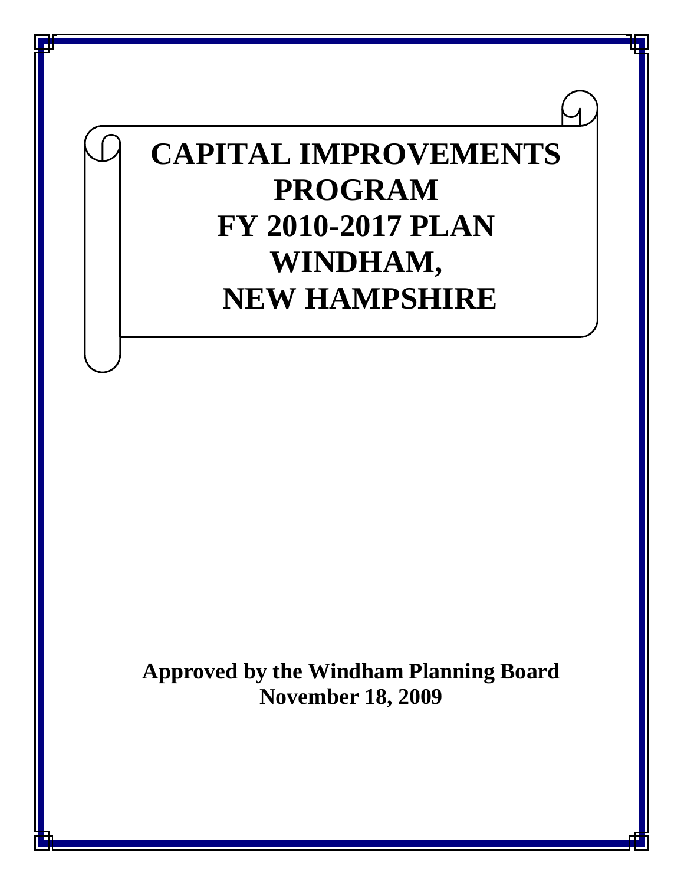# CAPITAL IMPROVEMENTS PROGRAM FY 2010-2017 PLAN WINDHAM, NEW HAMPSHIRE

**Approved by the Windham Planning Board**
**November 18, 2009**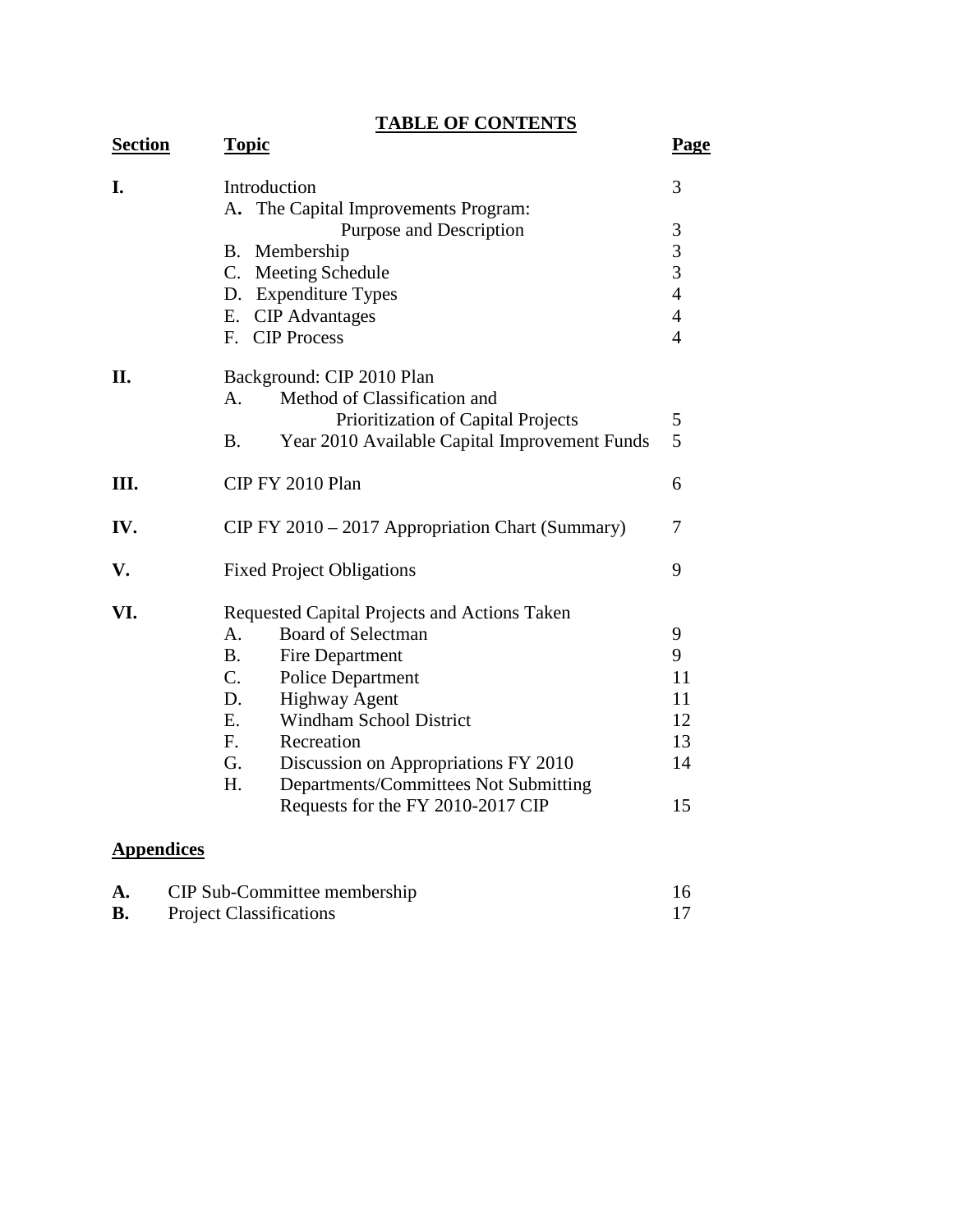# TABLE OF CONTENTS

| Section | Topic | Page |
|---|---|---|
| I. | Introduction | 3 |
| | A. The Capital Improvements Program: Purpose and Description | 3 |
| | B. Membership | 3 |
| | C. Meeting Schedule | 3 |
| | D. Expenditure Types | 4 |
| | E. CIP Advantages | 4 |
| | F. CIP Process | 4 |
| II. | Background: CIP 2010 Plan | |
| | A. Method of Classification and Prioritization of Capital Projects | 5 |
| | B. Year 2010 Available Capital Improvement Funds | 5 |
| III. | CIP FY 2010 Plan | 6 |
| IV. | CIP FY 2010 – 2017 Appropriation Chart (Summary) | 7 |
| V. | Fixed Project Obligations | 9 |
| VI. | Requested Capital Projects and Actions Taken | |
| | A. Board of Selectman | 9 |
| | B. Fire Department | 9 |
| | C. Police Department | 11 |
| | D. Highway Agent | 11 |
| | E. Windham School District | 12 |
| | F. Recreation | 13 |
| | G. Discussion on Appropriations FY 2010 | 14 |
| | H. Departments/Committees Not Submitting Requests for the FY 2010-2017 CIP | 15 |

## Appendices

| | | |
|---|---|---|
| A. | CIP Sub-Committee membership | 16 |
| B. | Project Classifications | 17 |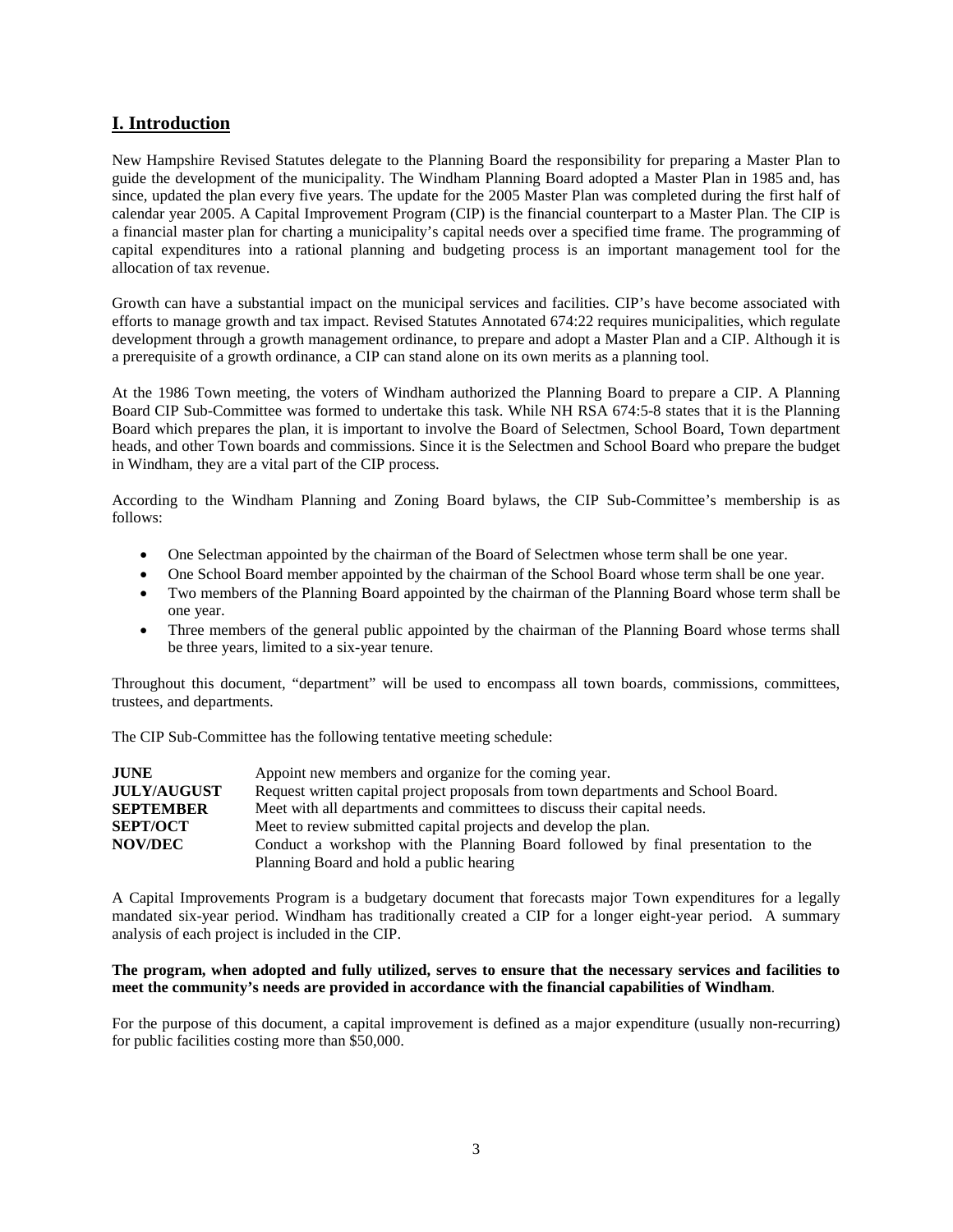## I. Introduction

New Hampshire Revised Statutes delegate to the Planning Board the responsibility for preparing a Master Plan to guide the development of the municipality. The Windham Planning Board adopted a Master Plan in 1985 and, has since, updated the plan every five years. The update for the 2005 Master Plan was completed during the first half of calendar year 2005. A Capital Improvement Program (CIP) is the financial counterpart to a Master Plan. The CIP is a financial master plan for charting a municipality's capital needs over a specified time frame. The programming of capital expenditures into a rational planning and budgeting process is an important management tool for the allocation of tax revenue.

Growth can have a substantial impact on the municipal services and facilities. CIP's have become associated with efforts to manage growth and tax impact. Revised Statutes Annotated 674:22 requires municipalities, which regulate development through a growth management ordinance, to prepare and adopt a Master Plan and a CIP. Although it is a prerequisite of a growth ordinance, a CIP can stand alone on its own merits as a planning tool.

At the 1986 Town meeting, the voters of Windham authorized the Planning Board to prepare a CIP. A Planning Board CIP Sub-Committee was formed to undertake this task. While NH RSA 674:5-8 states that it is the Planning Board which prepares the plan, it is important to involve the Board of Selectmen, School Board, Town department heads, and other Town boards and commissions. Since it is the Selectmen and School Board who prepare the budget in Windham, they are a vital part of the CIP process.

According to the Windham Planning and Zoning Board bylaws, the CIP Sub-Committee's membership is as follows:

- One Selectman appointed by the chairman of the Board of Selectmen whose term shall be one year.
- One School Board member appointed by the chairman of the School Board whose term shall be one year.
- Two members of the Planning Board appointed by the chairman of the Planning Board whose term shall be one year.
- Three members of the general public appointed by the chairman of the Planning Board whose terms shall be three years, limited to a six-year tenure.

Throughout this document, "department" will be used to encompass all town boards, commissions, committees, trustees, and departments.

The CIP Sub-Committee has the following tentative meeting schedule:

| | |
|---|---|
| **JUNE** | Appoint new members and organize for the coming year. |
| **JULY/AUGUST** | Request written capital project proposals from town departments and School Board. |
| **SEPTEMBER** | Meet with all departments and committees to discuss their capital needs. |
| **SEPT/OCT** | Meet to review submitted capital projects and develop the plan. |
| **NOV/DEC** | Conduct a workshop with the Planning Board followed by final presentation to the Planning Board and hold a public hearing |

A Capital Improvements Program is a budgetary document that forecasts major Town expenditures for a legally mandated six-year period. Windham has traditionally created a CIP for a longer eight-year period. A summary analysis of each project is included in the CIP.

**The program, when adopted and fully utilized, serves to ensure that the necessary services and facilities to meet the community's needs are provided in accordance with the financial capabilities of Windham**.

For the purpose of this document, a capital improvement is defined as a major expenditure (usually non-recurring) for public facilities costing more than $50,000.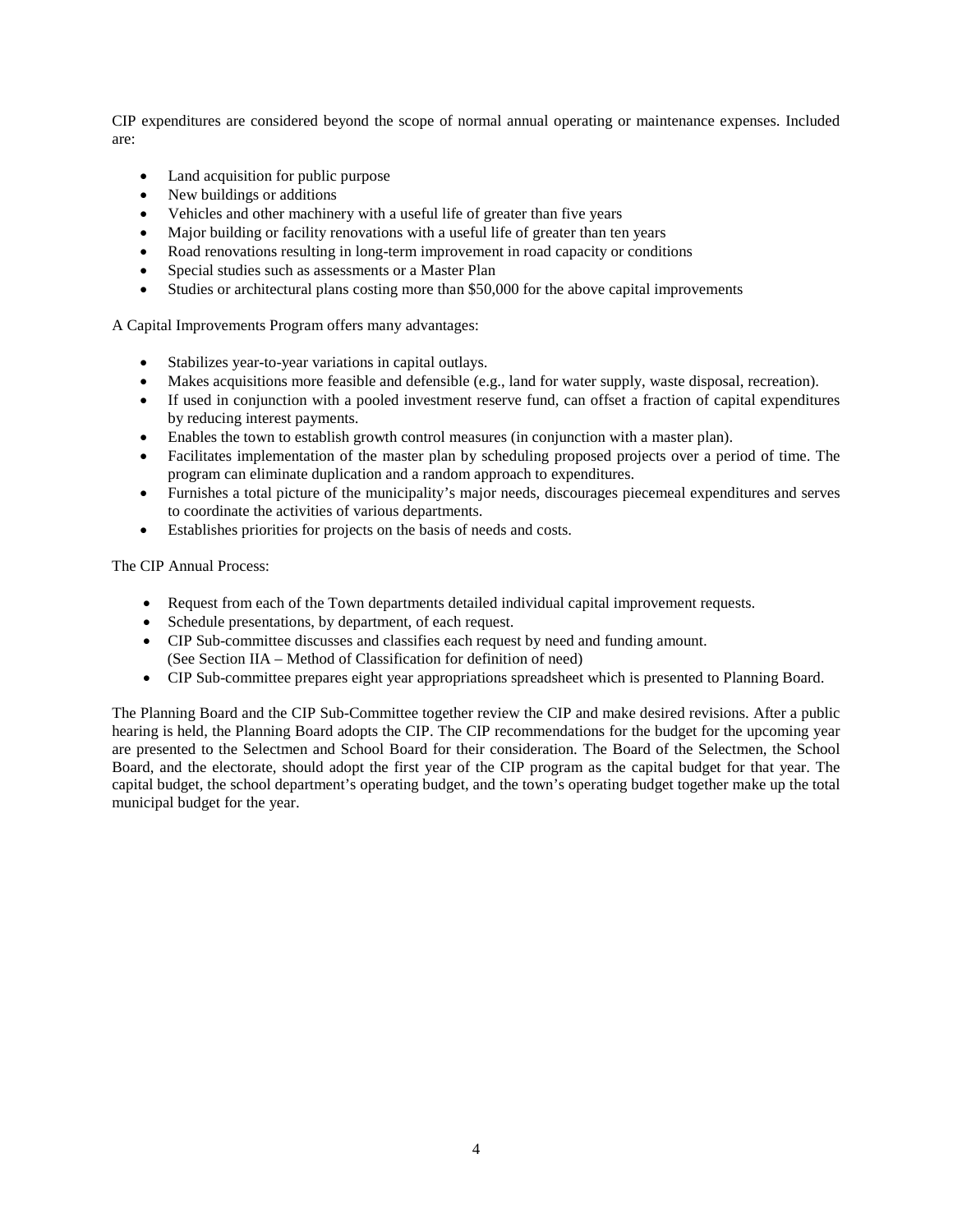CIP expenditures are considered beyond the scope of normal annual operating or maintenance expenses. Included are:

- Land acquisition for public purpose
- New buildings or additions
- Vehicles and other machinery with a useful life of greater than five years
- Major building or facility renovations with a useful life of greater than ten years
- Road renovations resulting in long-term improvement in road capacity or conditions
- Special studies such as assessments or a Master Plan
- Studies or architectural plans costing more than $50,000 for the above capital improvements

A Capital Improvements Program offers many advantages:

- Stabilizes year-to-year variations in capital outlays.
- Makes acquisitions more feasible and defensible (e.g., land for water supply, waste disposal, recreation).
- If used in conjunction with a pooled investment reserve fund, can offset a fraction of capital expenditures by reducing interest payments.
- Enables the town to establish growth control measures (in conjunction with a master plan).
- Facilitates implementation of the master plan by scheduling proposed projects over a period of time. The program can eliminate duplication and a random approach to expenditures.
- Furnishes a total picture of the municipality's major needs, discourages piecemeal expenditures and serves to coordinate the activities of various departments.
- Establishes priorities for projects on the basis of needs and costs.

The CIP Annual Process:

- Request from each of the Town departments detailed individual capital improvement requests.
- Schedule presentations, by department, of each request.
- CIP Sub-committee discusses and classifies each request by need and funding amount.
  (See Section IIA – Method of Classification for definition of need)
- CIP Sub-committee prepares eight year appropriations spreadsheet which is presented to Planning Board.

The Planning Board and the CIP Sub-Committee together review the CIP and make desired revisions. After a public hearing is held, the Planning Board adopts the CIP. The CIP recommendations for the budget for the upcoming year are presented to the Selectmen and School Board for their consideration. The Board of the Selectmen, the School Board, and the electorate, should adopt the first year of the CIP program as the capital budget for that year. The capital budget, the school department's operating budget, and the town's operating budget together make up the total municipal budget for the year.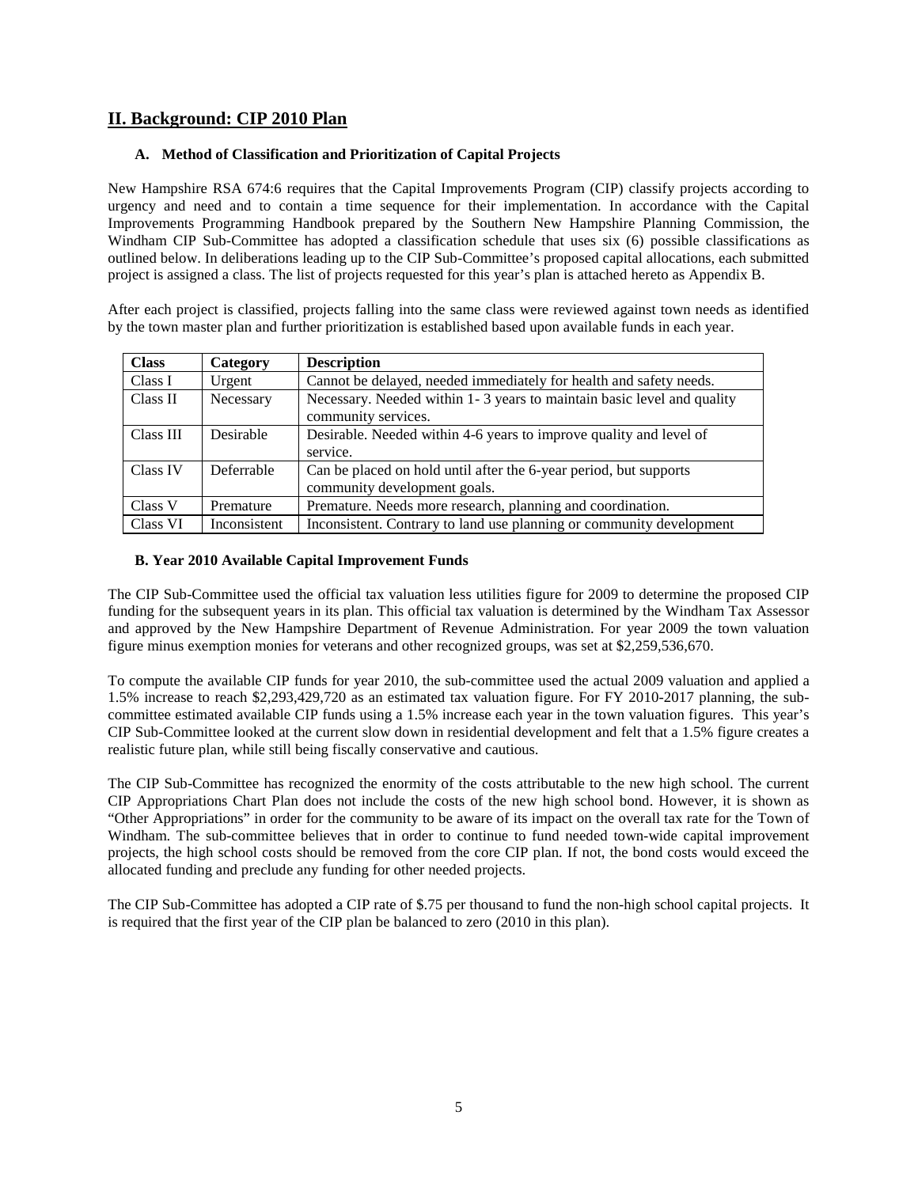## II. Background: CIP 2010 Plan

### A. Method of Classification and Prioritization of Capital Projects

New Hampshire RSA 674:6 requires that the Capital Improvements Program (CIP) classify projects according to urgency and need and to contain a time sequence for their implementation. In accordance with the Capital Improvements Programming Handbook prepared by the Southern New Hampshire Planning Commission, the Windham CIP Sub-Committee has adopted a classification schedule that uses six (6) possible classifications as outlined below. In deliberations leading up to the CIP Sub-Committee's proposed capital allocations, each submitted project is assigned a class. The list of projects requested for this year's plan is attached hereto as Appendix B.

After each project is classified, projects falling into the same class were reviewed against town needs as identified by the town master plan and further prioritization is established based upon available funds in each year.

| Class | Category | Description |
|---|---|---|
| Class I | Urgent | Cannot be delayed, needed immediately for health and safety needs. |
| Class II | Necessary | Necessary. Needed within 1- 3 years to maintain basic level and quality community services. |
| Class III | Desirable | Desirable. Needed within 4-6 years to improve quality and level of service. |
| Class IV | Deferrable | Can be placed on hold until after the 6-year period, but supports community development goals. |
| Class V | Premature | Premature. Needs more research, planning and coordination. |
| Class VI | Inconsistent | Inconsistent. Contrary to land use planning or community development |

### B. Year 2010 Available Capital Improvement Funds

The CIP Sub-Committee used the official tax valuation less utilities figure for 2009 to determine the proposed CIP funding for the subsequent years in its plan. This official tax valuation is determined by the Windham Tax Assessor and approved by the New Hampshire Department of Revenue Administration. For year 2009 the town valuation figure minus exemption monies for veterans and other recognized groups, was set at $2,259,536,670.

To compute the available CIP funds for year 2010, the sub-committee used the actual 2009 valuation and applied a 1.5% increase to reach $2,293,429,720 as an estimated tax valuation figure. For FY 2010-2017 planning, the sub-committee estimated available CIP funds using a 1.5% increase each year in the town valuation figures. This year's CIP Sub-Committee looked at the current slow down in residential development and felt that a 1.5% figure creates a realistic future plan, while still being fiscally conservative and cautious.

The CIP Sub-Committee has recognized the enormity of the costs attributable to the new high school. The current CIP Appropriations Chart Plan does not include the costs of the new high school bond. However, it is shown as "Other Appropriations" in order for the community to be aware of its impact on the overall tax rate for the Town of Windham. The sub-committee believes that in order to continue to fund needed town-wide capital improvement projects, the high school costs should be removed from the core CIP plan. If not, the bond costs would exceed the allocated funding and preclude any funding for other needed projects.

The CIP Sub-Committee has adopted a CIP rate of $.75 per thousand to fund the non-high school capital projects. It is required that the first year of the CIP plan be balanced to zero (2010 in this plan).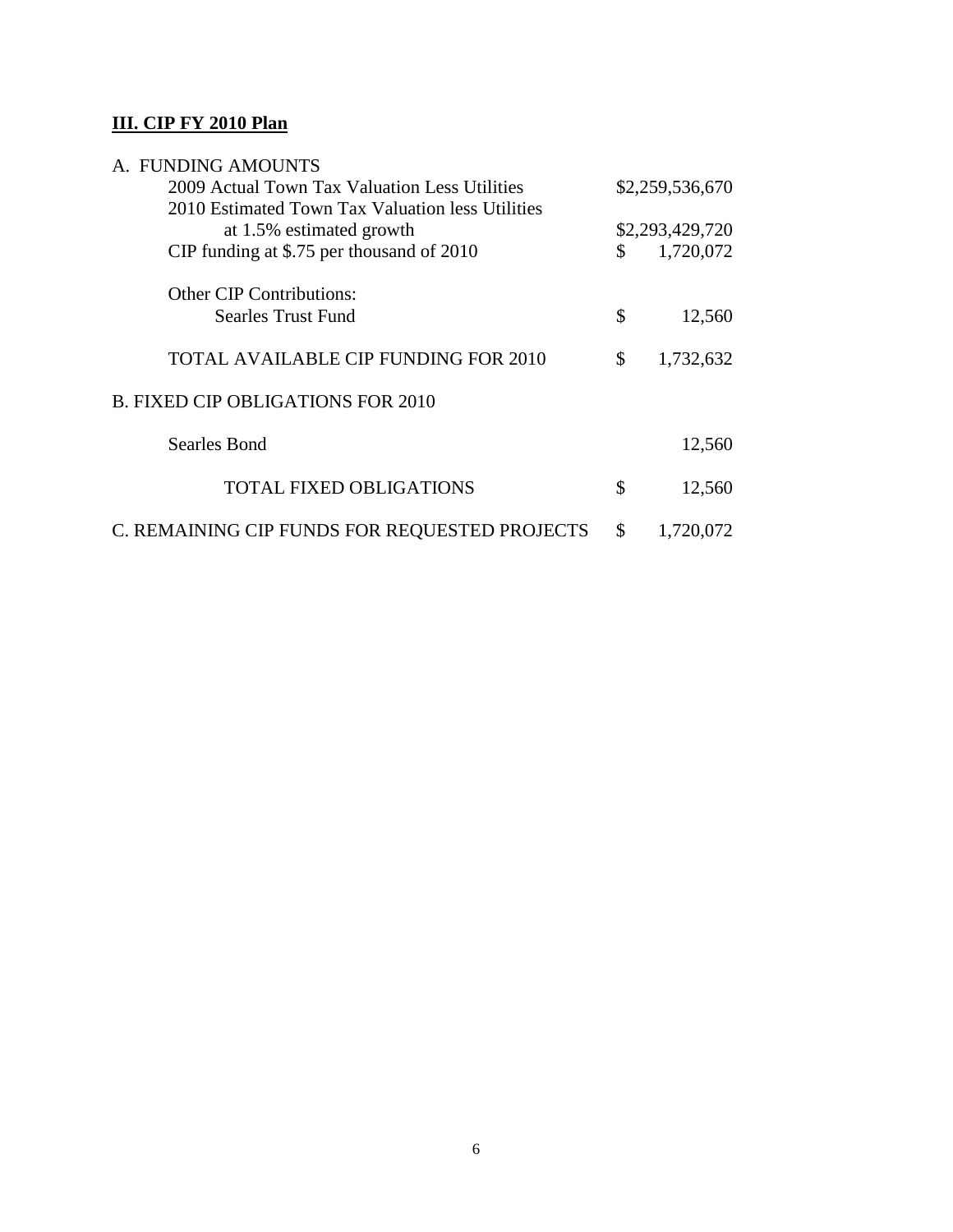## III. CIP FY 2010 Plan

| | | |
|---|---|---|
| A. FUNDING AMOUNTS | | |
| 2009 Actual Town Tax Valuation Less Utilities | | $2,259,536,670 |
| 2010 Estimated Town Tax Valuation less Utilities at 1.5% estimated growth | | $2,293,429,720 |
| CIP funding at $.75 per thousand of 2010 | $ | 1,720,072 |
| Other CIP Contributions: | | |
| Searles Trust Fund | $ | 12,560 |
| TOTAL AVAILABLE CIP FUNDING FOR 2010 | $ | 1,732,632 |
| B. FIXED CIP OBLIGATIONS FOR 2010 | | |
| Searles Bond | | 12,560 |
| TOTAL FIXED OBLIGATIONS | $ | 12,560 |
| C. REMAINING CIP FUNDS FOR REQUESTED PROJECTS | $ | 1,720,072 |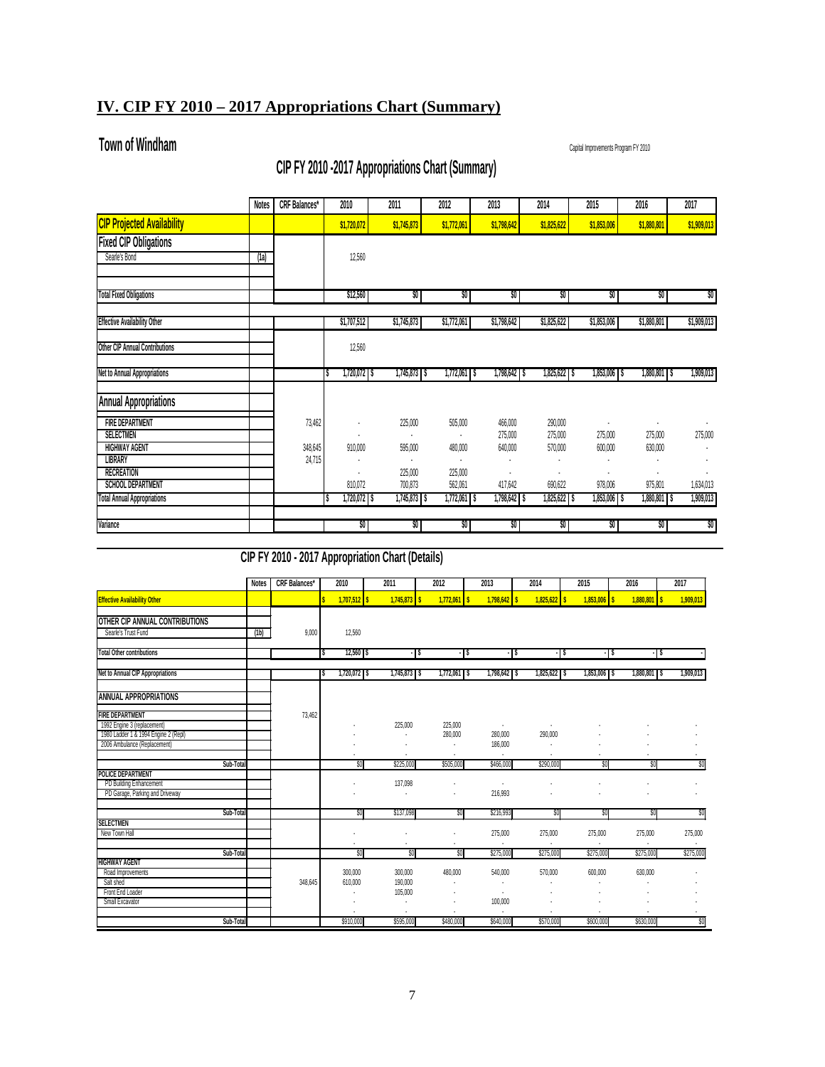## IV. CIP FY 2010 – 2017 Appropriations Chart (Summary)

**Town of Windham**

Capital Improvements Program FY 2010

### CIP FY 2010 -2017 Appropriations Chart (Summary)

| | Notes | CRF Balances* | 2010 | 2011 | 2012 | 2013 | 2014 | 2015 | 2016 | 2017 |
|---|---|---|---|---|---|---|---|---|---|---|
| **CIP Projected Availability** | | | $1,720,072 | $1,745,873 | $1,772,061 | $1,798,642 | $1,825,622 | $1,853,006 | $1,880,801 | $1,909,013 |
| **Fixed CIP Obligations** | | | | | | | | | | |
| Searle's Bond | (1a) | | 12,560 | | | | | | | |
| Total Fixed Obligations | | | $12,560 | $0 | $0 | $0 | $0 | $0 | $0 | $0 |
| Effective Availability Other | | | $1,707,512 | $1,745,873 | $1,772,061 | $1,798,642 | $1,825,622 | $1,853,006 | $1,880,801 | $1,909,013 |
| Other CIP Annual Contributions | | | 12,560 | | | | | | | |
| Net to Annual Appropriations | | | $ 1,720,072 | $ 1,745,873 | $ 1,772,061 | $ 1,798,642 | $ 1,825,622 | $ 1,853,006 | $ 1,880,801 | $ 1,909,013 |
| **Annual Appropriations** | | | | | | | | | | |
| FIRE DEPARTMENT | | 73,462 | - | 225,000 | 505,000 | 466,000 | 290,000 | - | - | - |
| SELECTMEN | | | - | - | - | 275,000 | 275,000 | 275,000 | 275,000 | 275,000 |
| HIGHWAY AGENT | | 348,645 | 910,000 | 595,000 | 480,000 | 640,000 | 570,000 | 600,000 | 630,000 | - |
| LIBRARY | | 24,715 | - | - | - | - | - | - | - | - |
| RECREATION | | | - | 225,000 | 225,000 | - | - | - | - | - |
| SCHOOL DEPARTMENT | | | 810,072 | 700,873 | 562,061 | 417,642 | 690,622 | 978,006 | 975,801 | 1,634,013 |
| Total Annual Appropriations | | | $ 1,720,072 | $ 1,745,873 | $ 1,772,061 | $ 1,798,642 | $ 1,825,622 | $ 1,853,006 | $ 1,880,801 | $ 1,909,013 |
| Variance | | | $0 | $0 | $0 | $0 | $0 | $0 | $0 | $0 |

### CIP FY 2010 - 2017 Appropriation Chart (Details)

| | Notes | CRF Balances* | 2010 | 2011 | 2012 | 2013 | 2014 | 2015 | 2016 | 2017 |
|---|---|---|---|---|---|---|---|---|---|---|
| **Effective Availability Other** | | | $ 1,707,512 | $ 1,745,873 | $ 1,772,061 | $ 1,798,642 | $ 1,825,622 | $ 1,853,006 | $ 1,880,801 | $ 1,909,013 |
| **OTHER CIP ANNUAL CONTRIBUTIONS** | | | | | | | | | | |
| Searle's Trust Fund | (1b) | 9,000 | 12,560 | | | | | | | |
| Total Other contributions | | | $ 12,560 | $ - | $ - | $ - | $ - | $ - | $ - | $ - |
| Net to Annual CIP Appropriations | | | $ 1,720,072 | $ 1,745,873 | $ 1,772,061 | $ 1,798,642 | $ 1,825,622 | $ 1,853,006 | $ 1,880,801 | $ 1,909,013 |
| **ANNUAL APPROPRIATIONS** | | | | | | | | | | |
| **FIRE DEPARTMENT** | | 73,462 | | | | | | | | |
| 1992 Engine 3 (replacement) | | | - | 225,000 | 225,000 | - | - | - | - | - |
| 1980 Ladder 1 & 1994 Engine 2 (Repl) | | | - | - | 280,000 | 280,000 | 290,000 | - | - | - |
| 2006 Ambulance (Replacement) | | | - | - | - | 186,000 | - | - | - | - |
| Sub-Total | | | $0 | $225,000 | $505,000 | $466,000 | $290,000 | $0 | $0 | $0 |
| **POLICE DEPARTMENT** | | | | | | | | | | |
| PD Building Enhancement | | | - | 137,098 | - | - | - | - | - | - |
| PD Garage, Parking and Driveway | | | - | - | - | 216,993 | - | - | - | - |
| Sub-Total | | | $0 | $137,098 | $0 | $216,993 | $0 | $0 | $0 | $0 |
| **SELECTMEN** | | | | | | | | | | |
| New Town Hall | | | - | - | - | 275,000 | 275,000 | 275,000 | 275,000 | 275,000 |
| Sub-Total | | | $0 | $0 | $0 | $275,000 | $275,000 | $275,000 | $275,000 | $275,000 |
| **HIGHWAY AGENT** | | | | | | | | | | |
| Road Improvements | | | 300,000 | 300,000 | 480,000 | 540,000 | 570,000 | 600,000 | 630,000 | - |
| Salt shed | | 348,645 | 610,000 | 190,000 | - | - | - | - | - | - |
| Front End Loader | | | - | 105,000 | - | - | - | - | - | - |
| Small Excavator | | | - | - | - | 100,000 | - | - | - | - |
| Sub-Total | | | $910,000 | $595,000 | $480,000 | $640,000 | $570,000 | $600,000 | $630,000 | $0 |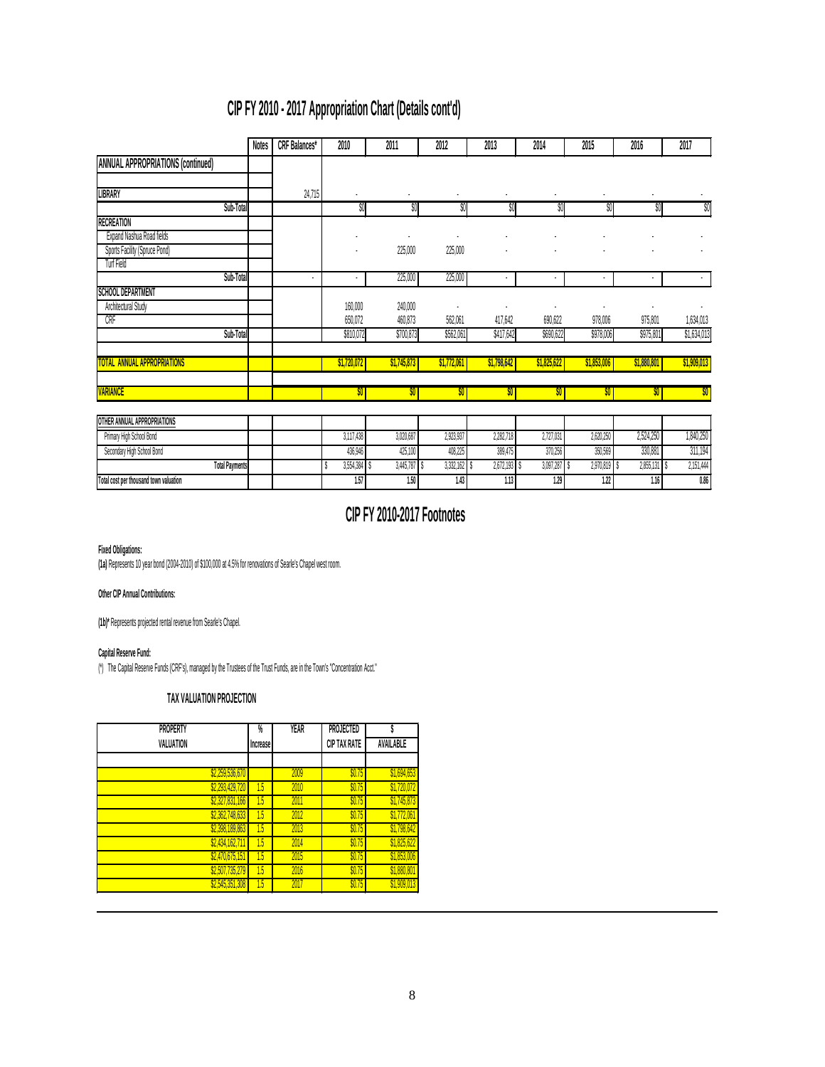# CIP FY 2010 - 2017 Appropriation Chart (Details cont'd)

| | Notes | CRF Balances* | 2010 | 2011 | 2012 | 2013 | 2014 | 2015 | 2016 | 2017 |
|---|---|---|---|---|---|---|---|---|---|---|
| **ANNUAL APPROPRIATIONS (continued)** | | | | | | | | | | |
| | | | | | | | | | | |
| **LIBRARY** | | 24,715 | - | - | - | - | - | - | - | - |
| **Sub-Total** | | | $0 | $0 | $0 | $0 | $0 | $0 | $0 | $0 |
| **RECREATION** | | | | | | | | | | |
| Expand Nashua Road fields | | | - | - | - | - | - | - | - | - |
| Sports Facility (Spruce Pond) | | | - | 225,000 | 225,000 | - | - | - | - | - |
| Turf Field | | | | | | | | | | |
| **Sub-Total** | | - | - | 225,000 | 225,000 | - | - | - | - | - |
| **SCHOOL DEPARTMENT** | | | | | | | | | | |
| Architectural Study | | | 160,000 | 240,000 | - | - | - | - | - | - |
| CRF | | | 650,072 | 460,873 | 562,061 | 417,642 | 690,622 | 978,006 | 975,801 | 1,634,013 |
| **Sub-Total** | | | $810,072 | $700,873 | $562,061 | $417,642 | $690,622 | $978,006 | $975,801 | $1,634,013 |
| | | | | | | | | | | |
| **TOTAL ANNUAL APPROPRIATIONS** | | | **$1,720,072** | **$1,745,873** | **$1,772,061** | **$1,798,642** | **$1,825,622** | **$1,853,006** | **$1,880,801** | **$1,909,013** |
| | | | | | | | | | | |
| **VARIANCE** | | | **$0** | **$0** | **$0** | **$0** | **$0** | **$0** | **$0** | **$0** |

| | | | 2010 | 2011 | 2012 | 2013 | 2014 | 2015 | 2016 | 2017 |
|---|---|---|---|---|---|---|---|---|---|---|
| **OTHER ANNUAL APPROPRIATIONS** | | | | | | | | | | |
| Primary High School Bond | | | 3,117,438 | 3,020,687 | 2,923,937 | 2,282,718 | 2,727,031 | 2,620,250 | 2,524,250 | 1,840,250 |
| Secondary High School Bond | | | 436,946 | 425,100 | 408,225 | 389,475 | 370,256 | 350,569 | 330,881 | 311,194 |
| **Total Payments** | | | $ 3,554,384 | $ 3,445,787 | $ 3,332,162 | $ 2,672,193 | $ 3,097,287 | $ 2,970,819 | $ 2,855,131 | $ 2,151,444 |
| **Total cost per thousand town valuation** | | | **1.57** | **1.50** | **1.43** | **1.13** | **1.29** | **1.22** | **1.16** | **0.86** |

# CIP FY 2010-2017 Footnotes

**Fixed Obligations:**

**(1a)** Represents 10 year bond (2004-2010) of $100,000 at 4.5% for renovations of Searle's Chapel west room.

**Other CIP Annual Contributions:**

**(1b)\*** Represents projected rental revenue from Searle's Chapel.

**Capital Reserve Fund:**

(*) The Capital Reserve Funds (CRF's), managed by the Trustees of the Trust Funds, are in the Town's "Concentration Acct."

## TAX VALUATION PROJECTION

| PROPERTY VALUATION | % Increase | YEAR | PROJECTED CIP TAX RATE | $ AVAILABLE |
|---|---|---|---|---|
| | | | | |
| $2,259,536,670 | | 2009 | $0.75 | $1,694,653 |
| $2,293,429,720 | 1.5 | 2010 | $0.75 | $1,720,072 |
| $2,327,831,166 | 1.5 | 2011 | $0.75 | $1,745,873 |
| $2,362,748,633 | 1.5 | 2012 | $0.75 | $1,772,061 |
| $2,398,189,863 | 1.5 | 2013 | $0.75 | $1,798,642 |
| $2,434,162,711 | 1.5 | 2014 | $0.75 | $1,825,622 |
| $2,470,675,151 | 1.5 | 2015 | $0.75 | $1,853,006 |
| $2,507,735,279 | 1.5 | 2016 | $0.75 | $1,880,801 |
| $2,545,351,308 | 1.5 | 2017 | $0.75 | $1,909,013 |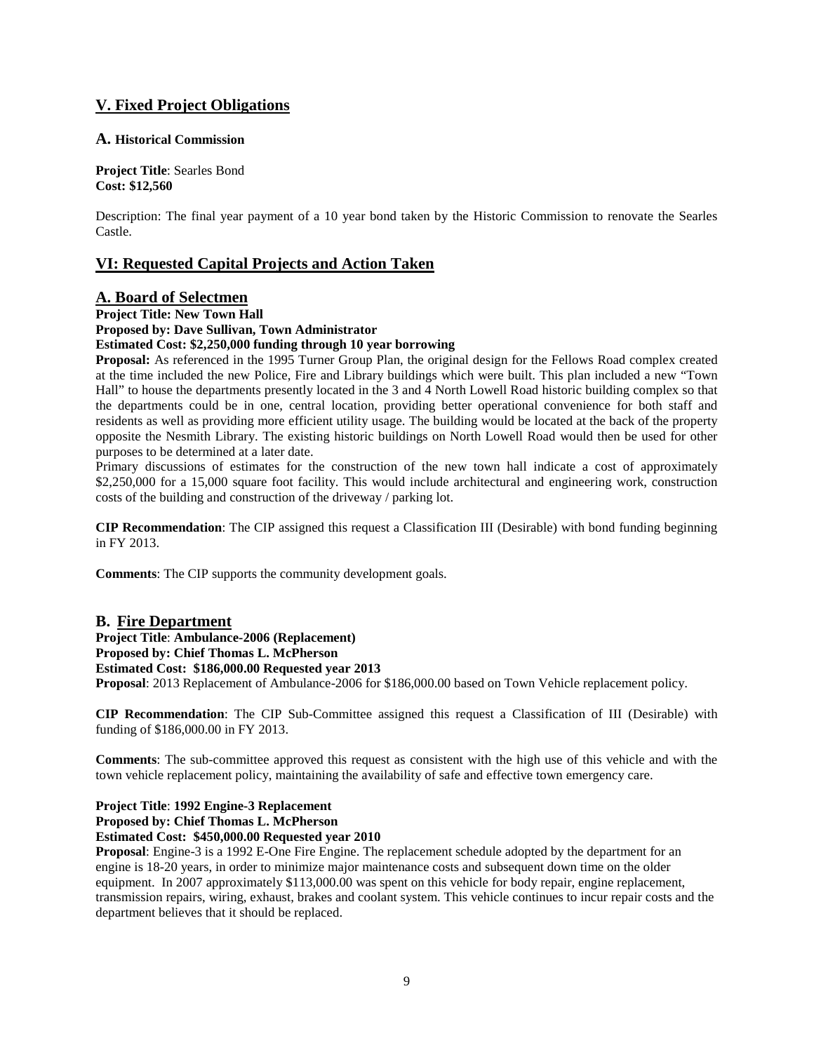## V. Fixed Project Obligations

### A. Historical Commission

**Project Title**: Searles Bond
**Cost: $12,560**

Description: The final year payment of a 10 year bond taken by the Historic Commission to renovate the Searles Castle.

## VI: Requested Capital Projects and Action Taken

### A. Board of Selectmen

**Project Title: New Town Hall**
**Proposed by: Dave Sullivan, Town Administrator**
**Estimated Cost: $2,250,000 funding through 10 year borrowing**
**Proposal:** As referenced in the 1995 Turner Group Plan, the original design for the Fellows Road complex created at the time included the new Police, Fire and Library buildings which were built. This plan included a new "Town Hall" to house the departments presently located in the 3 and 4 North Lowell Road historic building complex so that the departments could be in one, central location, providing better operational convenience for both staff and residents as well as providing more efficient utility usage. The building would be located at the back of the property opposite the Nesmith Library. The existing historic buildings on North Lowell Road would then be used for other purposes to be determined at a later date.
Primary discussions of estimates for the construction of the new town hall indicate a cost of approximately $2,250,000 for a 15,000 square foot facility. This would include architectural and engineering work, construction costs of the building and construction of the driveway / parking lot.

**CIP Recommendation**: The CIP assigned this request a Classification III (Desirable) with bond funding beginning in FY 2013.

**Comments**: The CIP supports the community development goals.

### B. Fire Department

**Project Title**: **Ambulance-2006 (Replacement)**
**Proposed by: Chief Thomas L. McPherson**
**Estimated Cost: $186,000.00 Requested year 2013**
**Proposal**: 2013 Replacement of Ambulance-2006 for $186,000.00 based on Town Vehicle replacement policy.

**CIP Recommendation**: The CIP Sub-Committee assigned this request a Classification of III (Desirable) with funding of $186,000.00 in FY 2013.

**Comments**: The sub-committee approved this request as consistent with the high use of this vehicle and with the town vehicle replacement policy, maintaining the availability of safe and effective town emergency care.

**Project Title**: **1992 Engine-3 Replacement**
**Proposed by: Chief Thomas L. McPherson**
**Estimated Cost: $450,000.00 Requested year 2010**
**Proposal**: Engine-3 is a 1992 E-One Fire Engine. The replacement schedule adopted by the department for an engine is 18-20 years, in order to minimize major maintenance costs and subsequent down time on the older equipment. In 2007 approximately $113,000.00 was spent on this vehicle for body repair, engine replacement, transmission repairs, wiring, exhaust, brakes and coolant system. This vehicle continues to incur repair costs and the department believes that it should be replaced.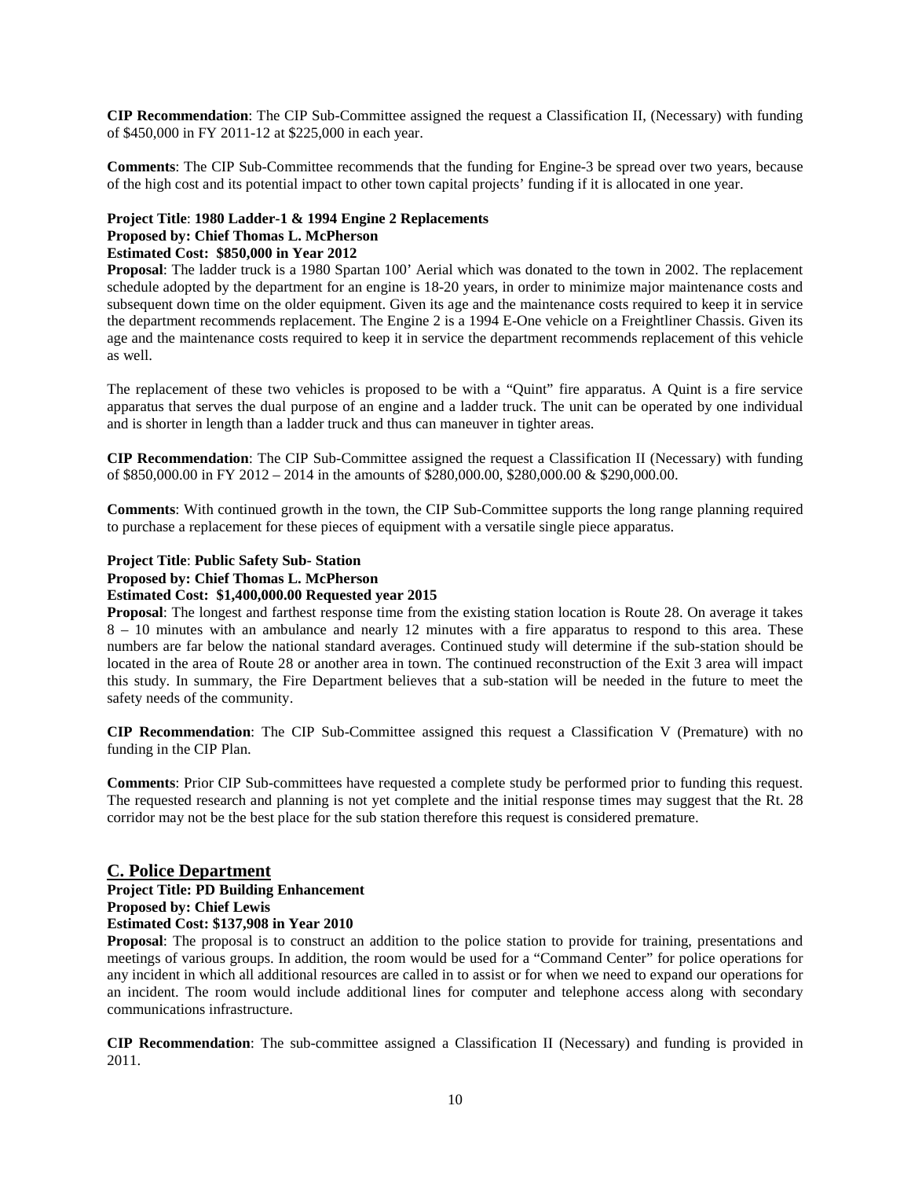**CIP Recommendation**: The CIP Sub-Committee assigned the request a Classification II, (Necessary) with funding of $450,000 in FY 2011-12 at $225,000 in each year.

**Comments**: The CIP Sub-Committee recommends that the funding for Engine-3 be spread over two years, because of the high cost and its potential impact to other town capital projects' funding if it is allocated in one year.

**Project Title**: **1980 Ladder-1 & 1994 Engine 2 Replacements**
**Proposed by: Chief Thomas L. McPherson**
**Estimated Cost: $850,000 in Year 2012**

**Proposal**: The ladder truck is a 1980 Spartan 100' Aerial which was donated to the town in 2002. The replacement schedule adopted by the department for an engine is 18-20 years, in order to minimize major maintenance costs and subsequent down time on the older equipment. Given its age and the maintenance costs required to keep it in service the department recommends replacement. The Engine 2 is a 1994 E-One vehicle on a Freightliner Chassis. Given its age and the maintenance costs required to keep it in service the department recommends replacement of this vehicle as well.

The replacement of these two vehicles is proposed to be with a "Quint" fire apparatus. A Quint is a fire service apparatus that serves the dual purpose of an engine and a ladder truck. The unit can be operated by one individual and is shorter in length than a ladder truck and thus can maneuver in tighter areas.

**CIP Recommendation**: The CIP Sub-Committee assigned the request a Classification II (Necessary) with funding of $850,000.00 in FY 2012 – 2014 in the amounts of $280,000.00, $280,000.00 & $290,000.00.

**Comments**: With continued growth in the town, the CIP Sub-Committee supports the long range planning required to purchase a replacement for these pieces of equipment with a versatile single piece apparatus.

**Project Title**: **Public Safety Sub- Station**
**Proposed by: Chief Thomas L. McPherson**
**Estimated Cost: $1,400,000.00 Requested year 2015**

**Proposal**: The longest and farthest response time from the existing station location is Route 28. On average it takes 8 – 10 minutes with an ambulance and nearly 12 minutes with a fire apparatus to respond to this area. These numbers are far below the national standard averages. Continued study will determine if the sub-station should be located in the area of Route 28 or another area in town. The continued reconstruction of the Exit 3 area will impact this study. In summary, the Fire Department believes that a sub-station will be needed in the future to meet the safety needs of the community.

**CIP Recommendation**: The CIP Sub-Committee assigned this request a Classification V (Premature) with no funding in the CIP Plan.

**Comments**: Prior CIP Sub-committees have requested a complete study be performed prior to funding this request. The requested research and planning is not yet complete and the initial response times may suggest that the Rt. 28 corridor may not be the best place for the sub station therefore this request is considered premature.

## C. Police Department

**Project Title: PD Building Enhancement**
**Proposed by: Chief Lewis**
**Estimated Cost: $137,908 in Year 2010**

**Proposal**: The proposal is to construct an addition to the police station to provide for training, presentations and meetings of various groups. In addition, the room would be used for a "Command Center" for police operations for any incident in which all additional resources are called in to assist or for when we need to expand our operations for an incident. The room would include additional lines for computer and telephone access along with secondary communications infrastructure.

**CIP Recommendation**: The sub-committee assigned a Classification II (Necessary) and funding is provided in 2011.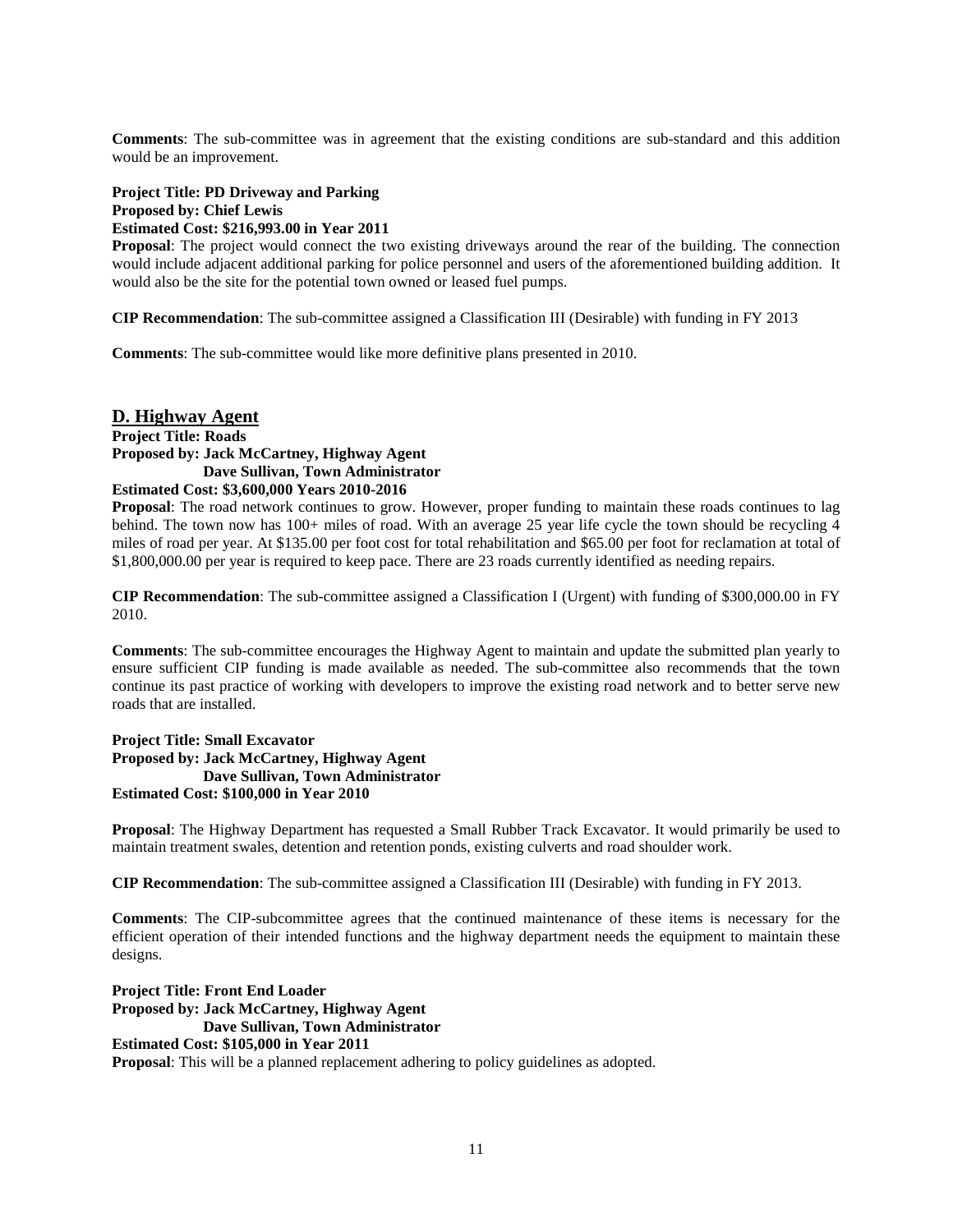**Comments**: The sub-committee was in agreement that the existing conditions are sub-standard and this addition would be an improvement.

**Project Title: PD Driveway and Parking**
**Proposed by: Chief Lewis**
**Estimated Cost: $216,993.00 in Year 2011**

**Proposal**: The project would connect the two existing driveways around the rear of the building. The connection would include adjacent additional parking for police personnel and users of the aforementioned building addition. It would also be the site for the potential town owned or leased fuel pumps.

**CIP Recommendation**: The sub-committee assigned a Classification III (Desirable) with funding in FY 2013

**Comments**: The sub-committee would like more definitive plans presented in 2010.

## D. Highway Agent

**Project Title: Roads**
**Proposed by: Jack McCartney, Highway Agent**
**Dave Sullivan, Town Administrator**
**Estimated Cost: $3,600,000 Years 2010-2016**

**Proposal**: The road network continues to grow. However, proper funding to maintain these roads continues to lag behind. The town now has 100+ miles of road. With an average 25 year life cycle the town should be recycling 4 miles of road per year. At $135.00 per foot cost for total rehabilitation and $65.00 per foot for reclamation at total of $1,800,000.00 per year is required to keep pace. There are 23 roads currently identified as needing repairs.

**CIP Recommendation**: The sub-committee assigned a Classification I (Urgent) with funding of $300,000.00 in FY 2010.

**Comments**: The sub-committee encourages the Highway Agent to maintain and update the submitted plan yearly to ensure sufficient CIP funding is made available as needed. The sub-committee also recommends that the town continue its past practice of working with developers to improve the existing road network and to better serve new roads that are installed.

**Project Title: Small Excavator**
**Proposed by: Jack McCartney, Highway Agent**
**Dave Sullivan, Town Administrator**
**Estimated Cost: $100,000 in Year 2010**

**Proposal**: The Highway Department has requested a Small Rubber Track Excavator. It would primarily be used to maintain treatment swales, detention and retention ponds, existing culverts and road shoulder work.

**CIP Recommendation**: The sub-committee assigned a Classification III (Desirable) with funding in FY 2013.

**Comments**: The CIP-subcommittee agrees that the continued maintenance of these items is necessary for the efficient operation of their intended functions and the highway department needs the equipment to maintain these designs.

**Project Title: Front End Loader**
**Proposed by: Jack McCartney, Highway Agent**
**Dave Sullivan, Town Administrator**
**Estimated Cost: $105,000 in Year 2011**

**Proposal**: This will be a planned replacement adhering to policy guidelines as adopted.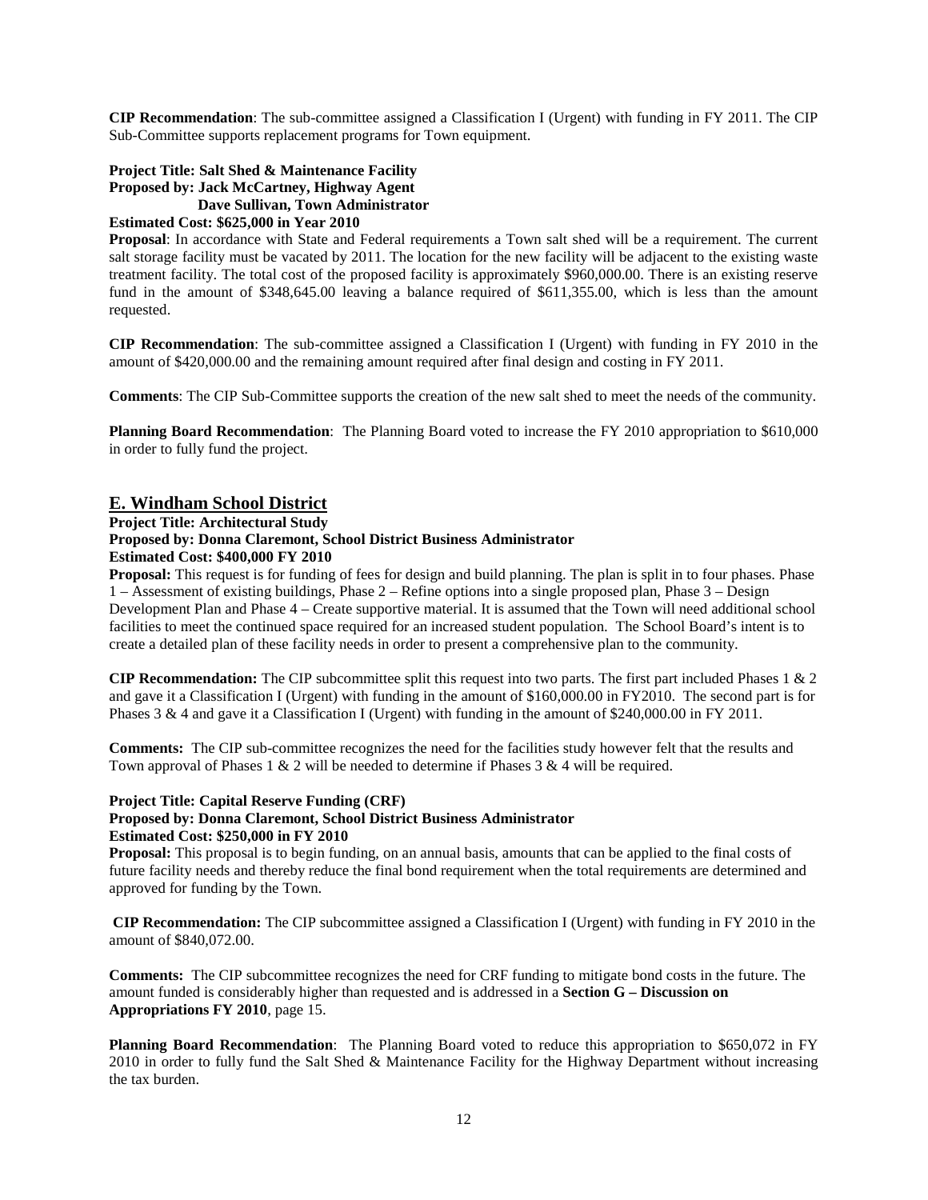**CIP Recommendation**: The sub-committee assigned a Classification I (Urgent) with funding in FY 2011. The CIP Sub-Committee supports replacement programs for Town equipment.

**Project Title: Salt Shed & Maintenance Facility**
**Proposed by: Jack McCartney, Highway Agent**
**Dave Sullivan, Town Administrator**
**Estimated Cost: $625,000 in Year 2010**

**Proposal**: In accordance with State and Federal requirements a Town salt shed will be a requirement. The current salt storage facility must be vacated by 2011. The location for the new facility will be adjacent to the existing waste treatment facility. The total cost of the proposed facility is approximately $960,000.00. There is an existing reserve fund in the amount of $348,645.00 leaving a balance required of $611,355.00, which is less than the amount requested.

**CIP Recommendation**: The sub-committee assigned a Classification I (Urgent) with funding in FY 2010 in the amount of $420,000.00 and the remaining amount required after final design and costing in FY 2011.

**Comments**: The CIP Sub-Committee supports the creation of the new salt shed to meet the needs of the community.

**Planning Board Recommendation**: The Planning Board voted to increase the FY 2010 appropriation to $610,000 in order to fully fund the project.

## E. Windham School District

**Project Title: Architectural Study**
**Proposed by: Donna Claremont, School District Business Administrator**
**Estimated Cost: $400,000 FY 2010**

**Proposal:** This request is for funding of fees for design and build planning. The plan is split in to four phases. Phase 1 – Assessment of existing buildings, Phase 2 – Refine options into a single proposed plan, Phase 3 – Design Development Plan and Phase 4 – Create supportive material. It is assumed that the Town will need additional school facilities to meet the continued space required for an increased student population. The School Board's intent is to create a detailed plan of these facility needs in order to present a comprehensive plan to the community.

**CIP Recommendation:** The CIP subcommittee split this request into two parts. The first part included Phases 1 & 2 and gave it a Classification I (Urgent) with funding in the amount of $160,000.00 in FY2010. The second part is for Phases 3 & 4 and gave it a Classification I (Urgent) with funding in the amount of $240,000.00 in FY 2011.

**Comments:** The CIP sub-committee recognizes the need for the facilities study however felt that the results and Town approval of Phases 1 & 2 will be needed to determine if Phases 3 & 4 will be required.

**Project Title: Capital Reserve Funding (CRF)**
**Proposed by: Donna Claremont, School District Business Administrator**
**Estimated Cost: $250,000 in FY 2010**

**Proposal:** This proposal is to begin funding, on an annual basis, amounts that can be applied to the final costs of future facility needs and thereby reduce the final bond requirement when the total requirements are determined and approved for funding by the Town.

**CIP Recommendation:** The CIP subcommittee assigned a Classification I (Urgent) with funding in FY 2010 in the amount of $840,072.00.

**Comments:** The CIP subcommittee recognizes the need for CRF funding to mitigate bond costs in the future. The amount funded is considerably higher than requested and is addressed in a **Section G – Discussion on Appropriations FY 2010**, page 15.

**Planning Board Recommendation**: The Planning Board voted to reduce this appropriation to $650,072 in FY 2010 in order to fully fund the Salt Shed & Maintenance Facility for the Highway Department without increasing the tax burden.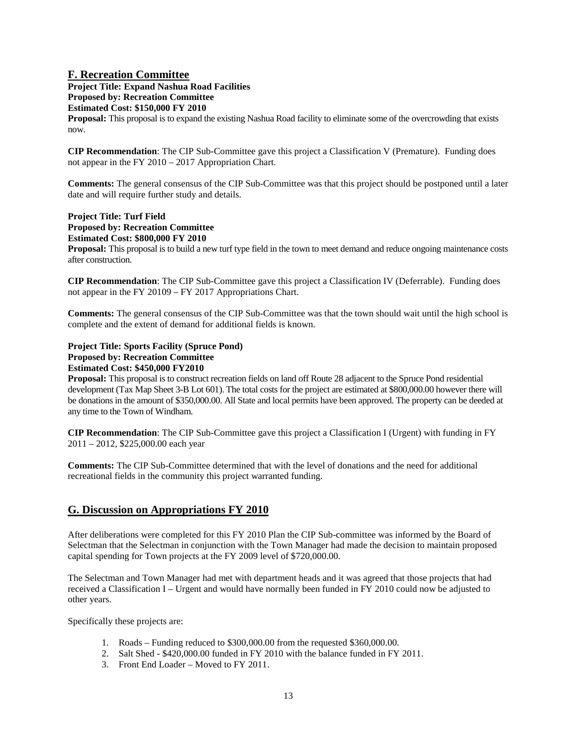## F. Recreation Committee

**Project Title: Expand Nashua Road Facilities**
**Proposed by: Recreation Committee**
**Estimated Cost: $150,000 FY 2010**
**Proposal:** This proposal is to expand the existing Nashua Road facility to eliminate some of the overcrowding that exists now.

**CIP Recommendation**: The CIP Sub-Committee gave this project a Classification V (Premature). Funding does not appear in the FY 2010 – 2017 Appropriation Chart.

**Comments:** The general consensus of the CIP Sub-Committee was that this project should be postponed until a later date and will require further study and details.

**Project Title: Turf Field**
**Proposed by: Recreation Committee**
**Estimated Cost: $800,000 FY 2010**
**Proposal:** This proposal is to build a new turf type field in the town to meet demand and reduce ongoing maintenance costs after construction.

**CIP Recommendation**: The CIP Sub-Committee gave this project a Classification IV (Deferrable). Funding does not appear in the FY 20109 – FY 2017 Appropriations Chart.

**Comments:** The general consensus of the CIP Sub-Committee was that the town should wait until the high school is complete and the extent of demand for additional fields is known.

**Project Title: Sports Facility (Spruce Pond)**
**Proposed by: Recreation Committee**
**Estimated Cost: $450,000 FY2010**
**Proposal:** This proposal is to construct recreation fields on land off Route 28 adjacent to the Spruce Pond residential development (Tax Map Sheet 3-B Lot 601). The total costs for the project are estimated at $800,000.00 however there will be donations in the amount of $350,000.00. All State and local permits have been approved. The property can be deeded at any time to the Town of Windham.

**CIP Recommendation**: The CIP Sub-Committee gave this project a Classification I (Urgent) with funding in FY 2011 – 2012, $225,000.00 each year

**Comments:** The CIP Sub-Committee determined that with the level of donations and the need for additional recreational fields in the community this project warranted funding.

## G. Discussion on Appropriations FY 2010

After deliberations were completed for this FY 2010 Plan the CIP Sub-committee was informed by the Board of Selectman that the Selectman in conjunction with the Town Manager had made the decision to maintain proposed capital spending for Town projects at the FY 2009 level of $720,000.00.

The Selectman and Town Manager had met with department heads and it was agreed that those projects that had received a Classification I – Urgent and would have normally been funded in FY 2010 could now be adjusted to other years.

Specifically these projects are:

1. Roads – Funding reduced to $300,000.00 from the requested $360,000.00.
2. Salt Shed - $420,000.00 funded in FY 2010 with the balance funded in FY 2011.
3. Front End Loader – Moved to FY 2011.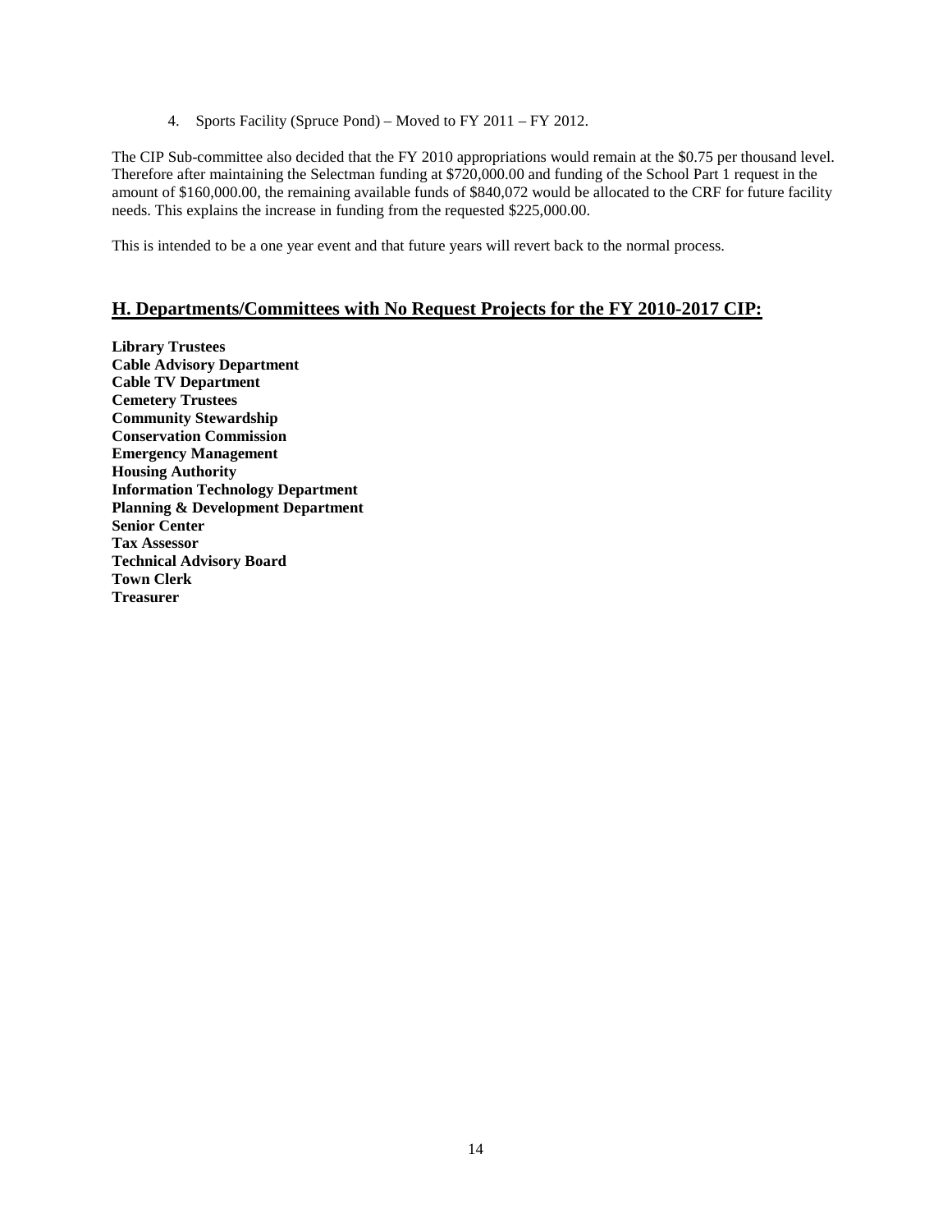4. Sports Facility (Spruce Pond) – Moved to FY 2011 – FY 2012.

The CIP Sub-committee also decided that the FY 2010 appropriations would remain at the $0.75 per thousand level. Therefore after maintaining the Selectman funding at $720,000.00 and funding of the School Part 1 request in the amount of $160,000.00, the remaining available funds of $840,072 would be allocated to the CRF for future facility needs. This explains the increase in funding from the requested $225,000.00.

This is intended to be a one year event and that future years will revert back to the normal process.

## H. Departments/Committees with No Request Projects for the FY 2010-2017 CIP:

**Library Trustees**
**Cable Advisory Department**
**Cable TV Department**
**Cemetery Trustees**
**Community Stewardship**
**Conservation Commission**
**Emergency Management**
**Housing Authority**
**Information Technology Department**
**Planning & Development Department**
**Senior Center**
**Tax Assessor**
**Technical Advisory Board**
**Town Clerk**
**Treasurer**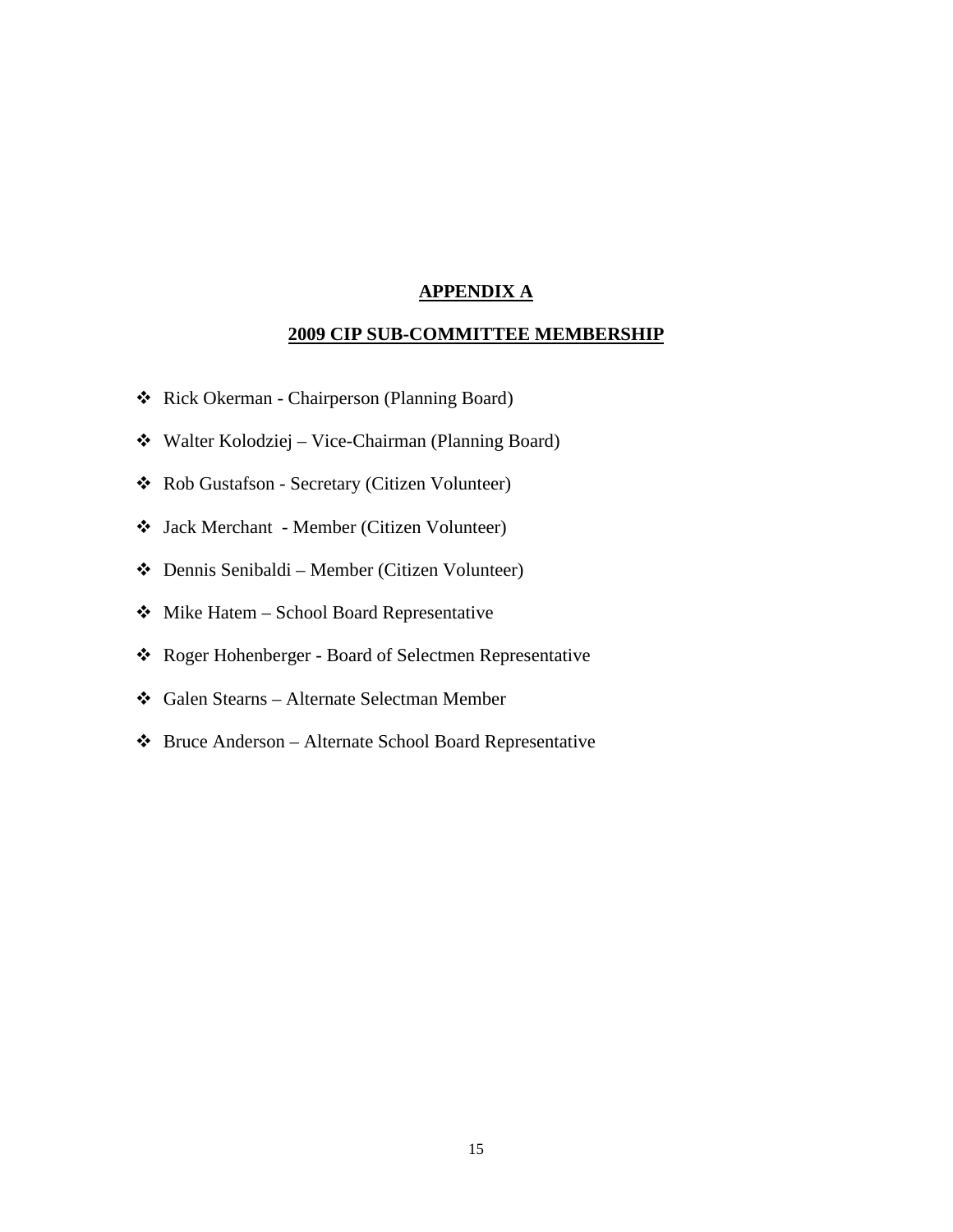## APPENDIX A

## 2009 CIP SUB-COMMITTEE MEMBERSHIP

- Rick Okerman - Chairperson (Planning Board)
- Walter Kolodziej – Vice-Chairman (Planning Board)
- Rob Gustafson - Secretary (Citizen Volunteer)
- Jack Merchant - Member (Citizen Volunteer)
- Dennis Senibaldi – Member (Citizen Volunteer)
- Mike Hatem – School Board Representative
- Roger Hohenberger - Board of Selectmen Representative
- Galen Stearns – Alternate Selectman Member
- Bruce Anderson – Alternate School Board Representative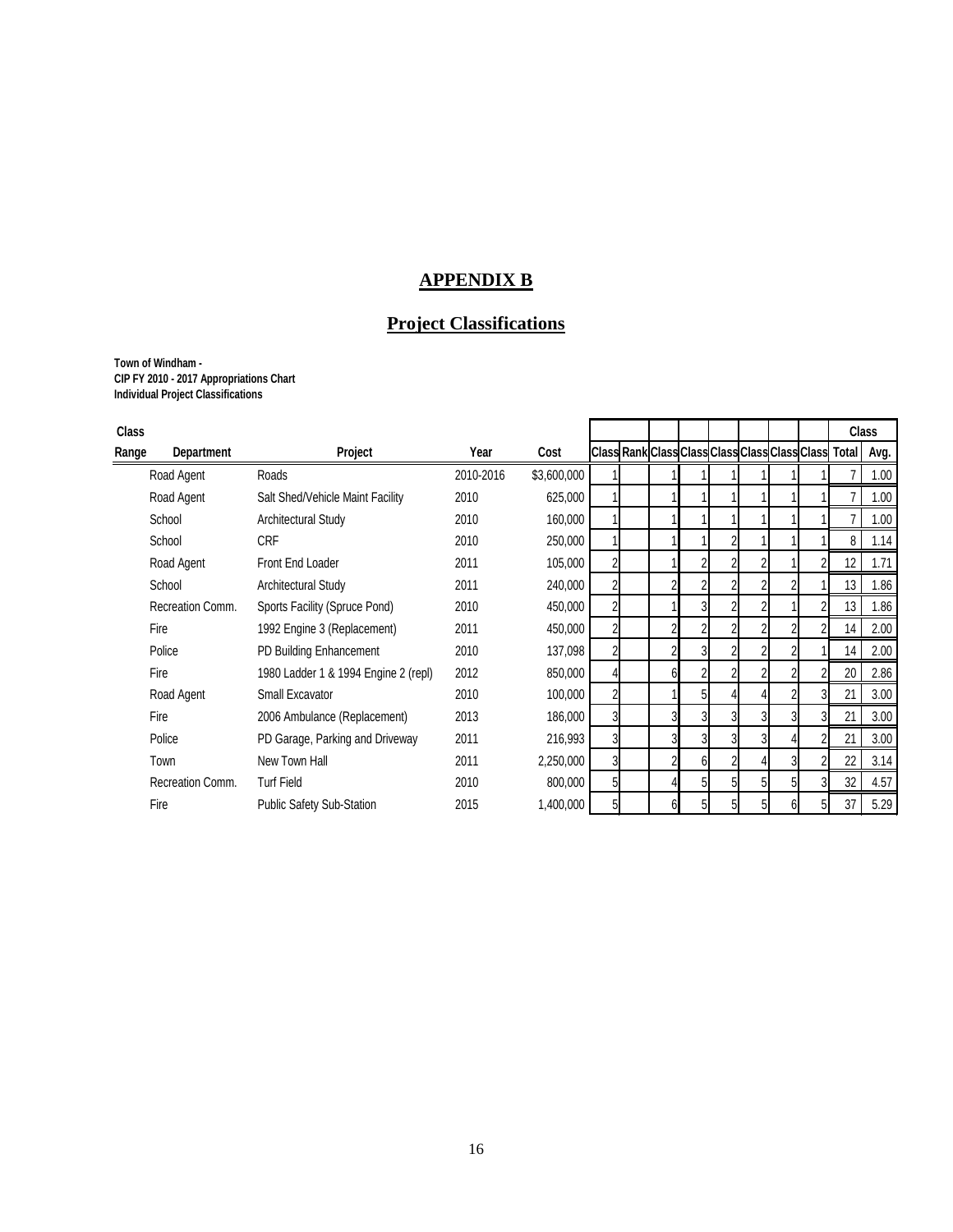# APPENDIX B

## Project Classifications

**Town of Windham -**
**CIP FY 2010 - 2017 Appropriations Chart**
**Individual Project Classifications**

| Class Range | Department | Project | Year | Cost | Class | Rank | Class | Class | Class | Class | Class | Class | Total | Class Avg. |
|---|---|---|---|---|---|---|---|---|---|---|---|---|---|---|
| | Road Agent | Roads | 2010-2016 | $3,600,000 | 1 | | 1 | 1 | 1 | 1 | 1 | 1 | 7 | 1.00 |
| | Road Agent | Salt Shed/Vehicle Maint Facility | 2010 | 625,000 | 1 | | 1 | 1 | 1 | 1 | 1 | 1 | 7 | 1.00 |
| | School | Architectural Study | 2010 | 160,000 | 1 | | 1 | 1 | 1 | 1 | 1 | 1 | 7 | 1.00 |
| | School | CRF | 2010 | 250,000 | 1 | | 1 | 1 | 2 | 1 | 1 | 1 | 8 | 1.14 |
| | Road Agent | Front End Loader | 2011 | 105,000 | 2 | | 1 | 2 | 2 | 2 | 1 | 2 | 12 | 1.71 |
| | School | Architectural Study | 2011 | 240,000 | 2 | | 2 | 2 | 2 | 2 | 2 | 1 | 13 | 1.86 |
| | Recreation Comm. | Sports Facility (Spruce Pond) | 2010 | 450,000 | 2 | | 1 | 3 | 2 | 2 | 1 | 2 | 13 | 1.86 |
| | Fire | 1992 Engine 3 (Replacement) | 2011 | 450,000 | 2 | | 2 | 2 | 2 | 2 | 2 | 2 | 14 | 2.00 |
| | Police | PD Building Enhancement | 2010 | 137,098 | 2 | | 2 | 3 | 2 | 2 | 2 | 1 | 14 | 2.00 |
| | Fire | 1980 Ladder 1 & 1994 Engine 2 (repl) | 2012 | 850,000 | 4 | | 6 | 2 | 2 | 2 | 2 | 2 | 20 | 2.86 |
| | Road Agent | Small Excavator | 2010 | 100,000 | 2 | | 1 | 5 | 4 | 4 | 2 | 3 | 21 | 3.00 |
| | Fire | 2006 Ambulance (Replacement) | 2013 | 186,000 | 3 | | 3 | 3 | 3 | 3 | 3 | 3 | 21 | 3.00 |
| | Police | PD Garage, Parking and Driveway | 2011 | 216,993 | 3 | | 3 | 3 | 3 | 3 | 4 | 2 | 21 | 3.00 |
| | Town | New Town Hall | 2011 | 2,250,000 | 3 | | 2 | 6 | 2 | 4 | 3 | 2 | 22 | 3.14 |
| | Recreation Comm. | Turf Field | 2010 | 800,000 | 5 | | 4 | 5 | 5 | 5 | 5 | 3 | 32 | 4.57 |
| | Fire | Public Safety Sub-Station | 2015 | 1,400,000 | 5 | | 6 | 5 | 5 | 5 | 6 | 5 | 37 | 5.29 |